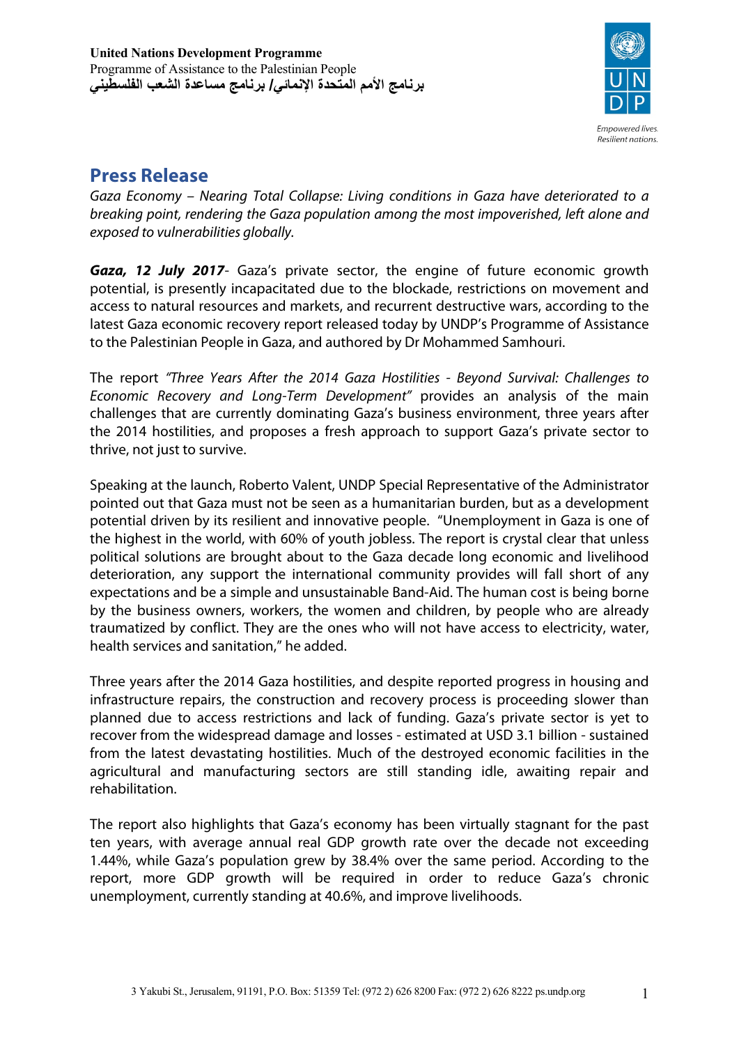**United Nations Development Programme**
Programme of Assistance to the Palestinian People
**برنامج الأمم المتحدة الإنمائي/ برنامج مساعدة الشعب الفلسطيني**

Empowered lives.
Resilient nations.

# Press Release

*Gaza Economy – Nearing Total Collapse: Living conditions in Gaza have deteriorated to a breaking point, rendering the Gaza population among the most impoverished, left alone and exposed to vulnerabilities globally.*

***Gaza, 12 July 2017***- Gaza's private sector, the engine of future economic growth potential, is presently incapacitated due to the blockade, restrictions on movement and access to natural resources and markets, and recurrent destructive wars, according to the latest Gaza economic recovery report released today by UNDP's Programme of Assistance to the Palestinian People in Gaza, and authored by Dr Mohammed Samhouri.

The report *"Three Years After the 2014 Gaza Hostilities - Beyond Survival: Challenges to Economic Recovery and Long-Term Development"* provides an analysis of the main challenges that are currently dominating Gaza's business environment, three years after the 2014 hostilities, and proposes a fresh approach to support Gaza's private sector to thrive, not just to survive.

Speaking at the launch, Roberto Valent, UNDP Special Representative of the Administrator pointed out that Gaza must not be seen as a humanitarian burden, but as a development potential driven by its resilient and innovative people. "Unemployment in Gaza is one of the highest in the world, with 60% of youth jobless. The report is crystal clear that unless political solutions are brought about to the Gaza decade long economic and livelihood deterioration, any support the international community provides will fall short of any expectations and be a simple and unsustainable Band-Aid. The human cost is being borne by the business owners, workers, the women and children, by people who are already traumatized by conflict. They are the ones who will not have access to electricity, water, health services and sanitation," he added.

Three years after the 2014 Gaza hostilities, and despite reported progress in housing and infrastructure repairs, the construction and recovery process is proceeding slower than planned due to access restrictions and lack of funding. Gaza's private sector is yet to recover from the widespread damage and losses - estimated at USD 3.1 billion - sustained from the latest devastating hostilities. Much of the destroyed economic facilities in the agricultural and manufacturing sectors are still standing idle, awaiting repair and rehabilitation.

The report also highlights that Gaza's economy has been virtually stagnant for the past ten years, with average annual real GDP growth rate over the decade not exceeding 1.44%, while Gaza's population grew by 38.4% over the same period. According to the report, more GDP growth will be required in order to reduce Gaza's chronic unemployment, currently standing at 40.6%, and improve livelihoods.

3 Yakubi St., Jerusalem, 91191, P.O. Box: 51359 Tel: (972 2) 626 8200 Fax: (972 2) 626 8222 ps.undp.org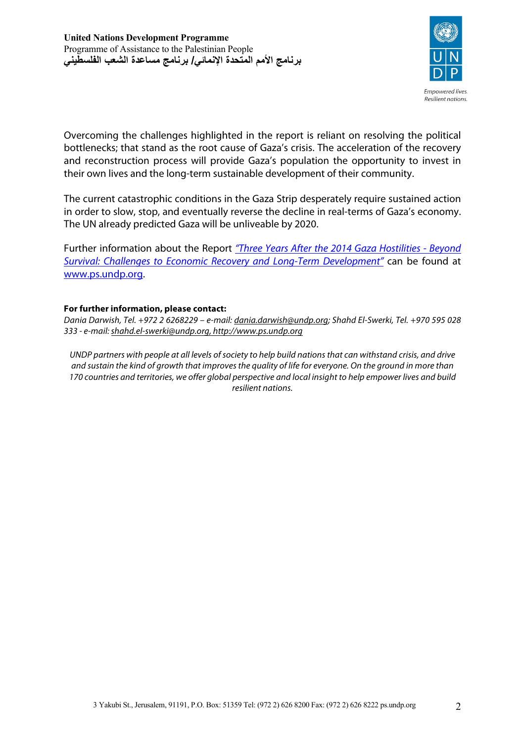Overcoming the challenges highlighted in the report is reliant on resolving the political bottlenecks; that stand as the root cause of Gaza's crisis. The acceleration of the recovery and reconstruction process will provide Gaza's population the opportunity to invest in their own lives and the long-term sustainable development of their community.

The current catastrophic conditions in the Gaza Strip desperately require sustained action in order to slow, stop, and eventually reverse the decline in real-terms of Gaza's economy. The UN already predicted Gaza will be unliveable by 2020.

Further information about the Report *"Three Years After the 2014 Gaza Hostilities - Beyond Survival: Challenges to Economic Recovery and Long-Term Development"* can be found at www.ps.undp.org.

**For further information, please contact:**

*Dania Darwish, Tel. +972 2 6268229 – e-mail: dania.darwish@undp.org; Shahd El-Swerki, Tel. +970 595 028 333 - e-mail: shahd.el-swerki@undp.org, http://www.ps.undp.org*

*UNDP partners with people at all levels of society to help build nations that can withstand crisis, and drive and sustain the kind of growth that improves the quality of life for everyone. On the ground in more than 170 countries and territories, we offer global perspective and local insight to help empower lives and build resilient nations.*